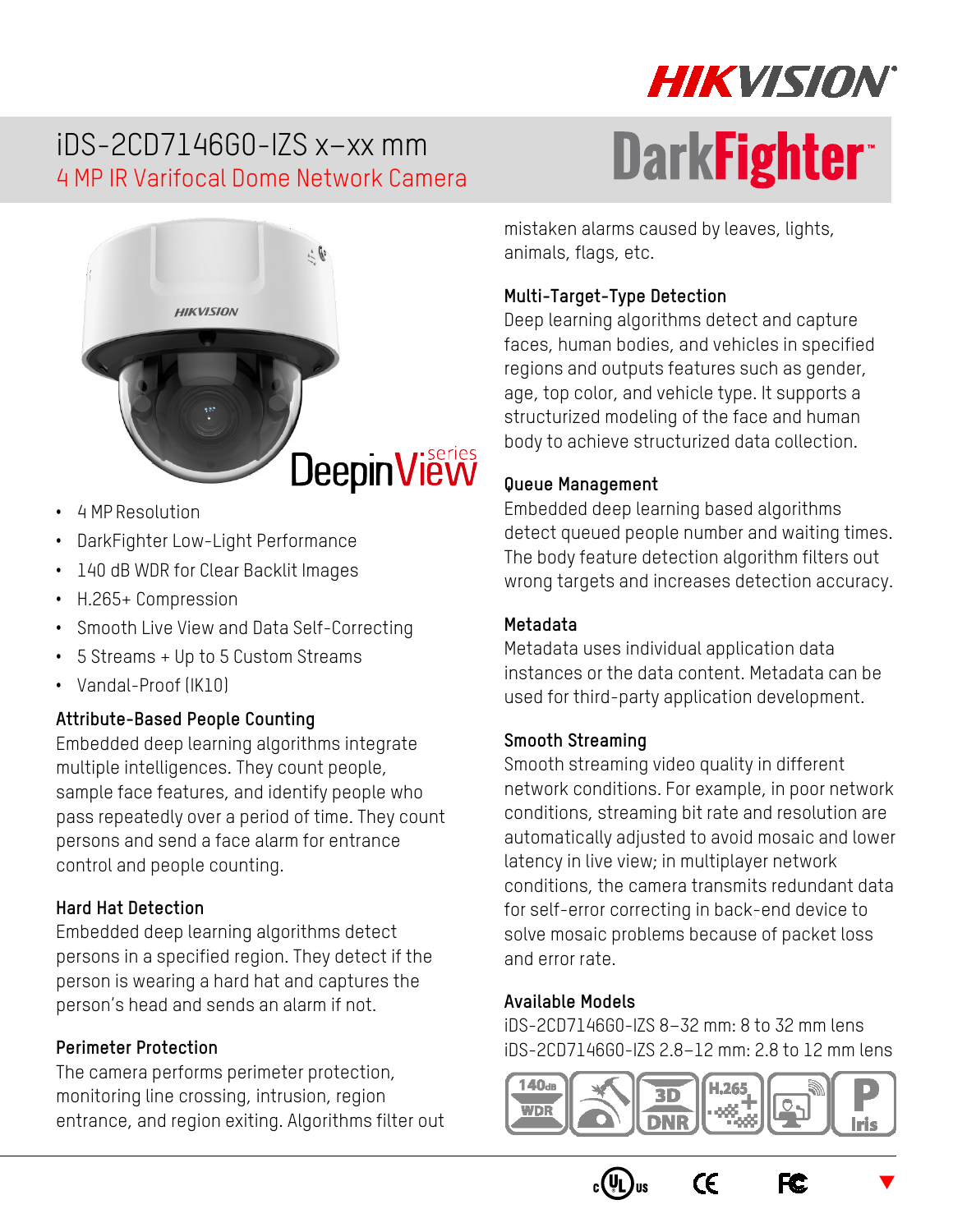# iDS-2CD7146G0-IZS x–xx mm

## 4 MP IR Varifocal Dome Network Camera

DarkFighter

DeepinView series

- 4 MP Resolution
- DarkFighter Low-Light Performance
- 140 dB WDR for Clear Backlit Images
- H.265+ Compression
- Smooth Live View and Data Self-Correcting
- 5 Streams + Up to 5 Custom Streams
- Vandal-Proof (IK10)

### Attribute-Based People Counting

Embedded deep learning algorithms integrate multiple intelligences. They count people, sample face features, and identify people who pass repeatedly over a period of time. They count persons and send a face alarm for entrance control and people counting.

### Hard Hat Detection

Embedded deep learning algorithms detect persons in a specified region. They detect if the person is wearing a hard hat and captures the person's head and sends an alarm if not.

### Perimeter Protection

The camera performs perimeter protection, monitoring line crossing, intrusion, region entrance, and region exiting. Algorithms filter out mistaken alarms caused by leaves, lights, animals, flags, etc.

### Multi-Target-Type Detection

Deep learning algorithms detect and capture faces, human bodies, and vehicles in specified regions and outputs features such as gender, age, top color, and vehicle type. It supports a structurized modeling of the face and human body to achieve structurized data collection.

### Queue Management

Embedded deep learning based algorithms detect queued people number and waiting times. The body feature detection algorithm filters out wrong targets and increases detection accuracy.

### Metadata

Metadata uses individual application data instances or the data content. Metadata can be used for third-party application development.

### Smooth Streaming

Smooth streaming video quality in different network conditions. For example, in poor network conditions, streaming bit rate and resolution are automatically adjusted to avoid mosaic and lower latency in live view; in multiplayer network conditions, the camera transmits redundant data for self-error correcting in back-end device to solve mosaic problems because of packet loss and error rate.

### Available Models

iDS-2CD7146G0-IZS 8–32 mm: 8 to 32 mm lens
iDS-2CD7146G0-IZS 2.8–12 mm: 2.8 to 12 mm lens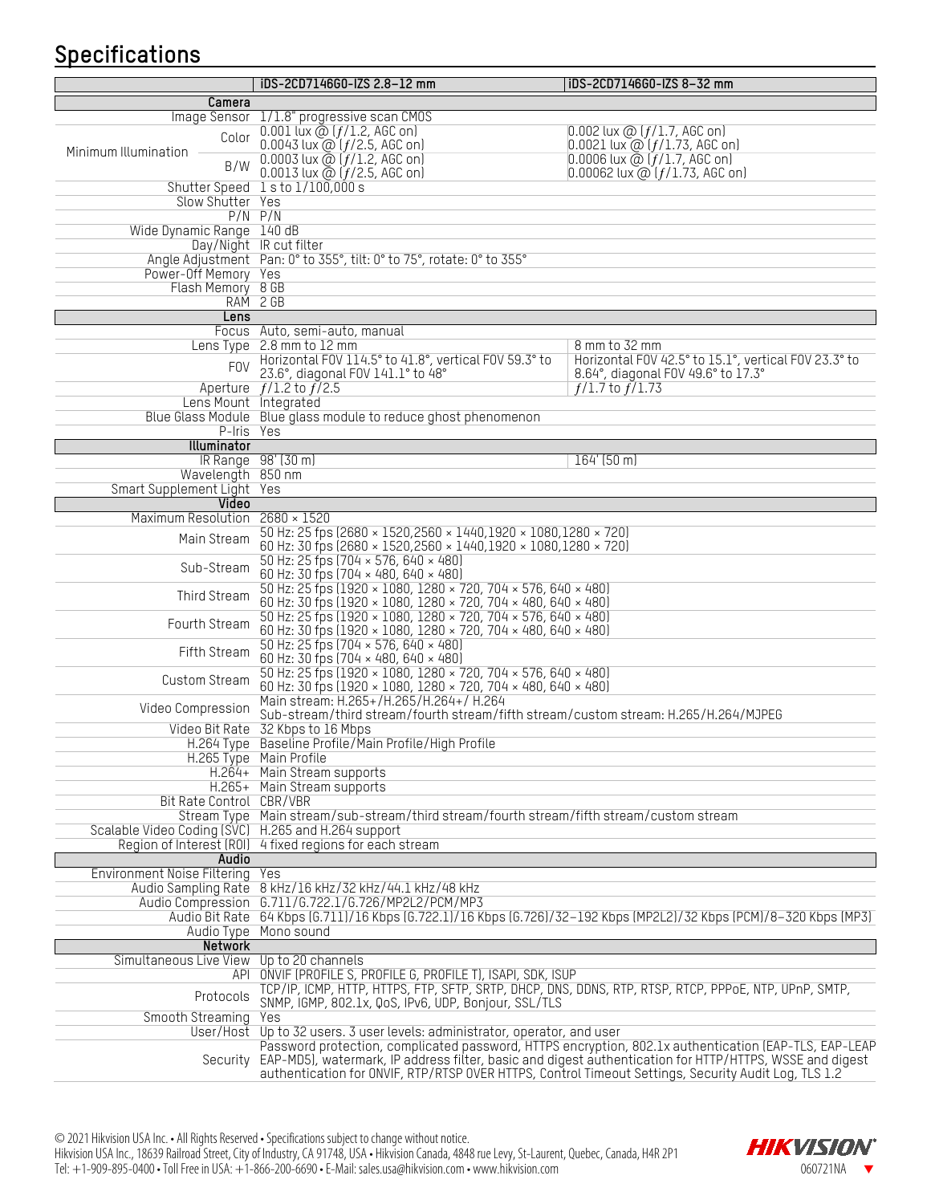## Specifications

| | iDS-2CD7146G0-IZS 2.8–12 mm | iDS-2CD7146G0-IZS 8–32 mm |
|---|---|---|
| **Camera** | | |
| Image Sensor | 1/1.8" progressive scan CMOS | |
| Minimum Illumination — Color | 0.001 lux @ (ƒ/1.2, AGC on)<br>0.0043 lux @ (ƒ/2.5, AGC on) | 0.002 lux @ (ƒ/1.7, AGC on)<br>0.0021 lux @ (ƒ/1.73, AGC on) |
| Minimum Illumination — B/W | 0.0003 lux @ (ƒ/1.2, AGC on)<br>0.0013 lux @ (ƒ/2.5, AGC on) | 0.0006 lux @ (ƒ/1.7, AGC on)<br>0.00062 lux @ (ƒ/1.73, AGC on) |
| Shutter Speed | 1 s to 1/100,000 s | |
| Slow Shutter | Yes | |
| P/N | P/N | |
| Wide Dynamic Range | 140 dB | |
| Day/Night | IR cut filter | |
| Angle Adjustment | Pan: 0° to 355°, tilt: 0° to 75°, rotate: 0° to 355° | |
| Power-Off Memory | Yes | |
| Flash Memory | 8 GB | |
| RAM | 2 GB | |
| **Lens** | | |
| Focus | Auto, semi-auto, manual | |
| Lens Type | 2.8 mm to 12 mm | 8 mm to 32 mm |
| FOV | Horizontal FOV 114.5° to 41.8°, vertical FOV 59.3° to 23.6°, diagonal FOV 141.1° to 48° | Horizontal FOV 42.5° to 15.1°, vertical FOV 23.3° to 8.64°, diagonal FOV 49.6° to 17.3° |
| Aperture | ƒ/1.2 to ƒ/2.5 | ƒ/1.7 to ƒ/1.73 |
| Lens Mount | Integrated | |
| Blue Glass Module | Blue glass module to reduce ghost phenomenon | |
| P-Iris | Yes | |
| **Illuminator** | | |
| IR Range | 98' (30 m) | 164' (50 m) |
| Wavelength | 850 nm | |
| Smart Supplement Light | Yes | |
| **Video** | | |
| Maximum Resolution | 2680 × 1520 | |
| Main Stream | 50 Hz: 25 fps (2680 × 1520,2560 × 1440,1920 × 1080,1280 × 720)<br>60 Hz: 30 fps (2680 × 1520,2560 × 1440,1920 × 1080,1280 × 720) | |
| Sub-Stream | 50 Hz: 25 fps (704 × 576, 640 × 480)<br>60 Hz: 30 fps (704 × 480, 640 × 480) | |
| Third Stream | 50 Hz: 25 fps (1920 × 1080, 1280 × 720, 704 × 576, 640 × 480)<br>60 Hz: 30 fps (1920 × 1080, 1280 × 720, 704 × 480, 640 × 480) | |
| Fourth Stream | 50 Hz: 25 fps (1920 × 1080, 1280 × 720, 704 × 576, 640 × 480)<br>60 Hz: 30 fps (1920 × 1080, 1280 × 720, 704 × 480, 640 × 480) | |
| Fifth Stream | 50 Hz: 25 fps (704 × 576, 640 × 480)<br>60 Hz: 30 fps (704 × 480, 640 × 480) | |
| Custom Stream | 50 Hz: 25 fps (1920 × 1080, 1280 × 720, 704 × 576, 640 × 480)<br>60 Hz: 30 fps (1920 × 1080, 1280 × 720, 704 × 480, 640 × 480) | |
| Video Compression | Main stream: H.265+/H.265/H.264+/ H.264<br>Sub-stream/third stream/fourth stream/fifth stream/custom stream: H.265/H.264/MJPEG | |
| Video Bit Rate | 32 Kbps to 16 Mbps | |
| H.264 Type | Baseline Profile/Main Profile/High Profile | |
| H.265 Type | Main Profile | |
| H.264+ | Main Stream supports | |
| H.265+ | Main Stream supports | |
| Bit Rate Control | CBR/VBR | |
| Stream Type | Main stream/sub-stream/third stream/fourth stream/fifth stream/custom stream | |
| Scalable Video Coding (SVC) | H.265 and H.264 support | |
| Region of Interest (ROI) | 4 fixed regions for each stream | |
| **Audio** | | |
| Environment Noise Filtering | Yes | |
| Audio Sampling Rate | 8 kHz/16 kHz/32 kHz/44.1 kHz/48 kHz | |
| Audio Compression | G.711/G.722.1/G.726/MP2L2/PCM/MP3 | |
| Audio Bit Rate | 64 Kbps (G.711)/16 Kbps (G.722.1)/16 Kbps (G.726)/32–192 Kbps (MP2L2)/32 Kbps (PCM)/8–320 Kbps (MP3) | |
| Audio Type | Mono sound | |
| **Network** | | |
| Simultaneous Live View | Up to 20 channels | |
| API | ONVIF (PROFILE S, PROFILE G, PROFILE T), ISAPI, SDK, ISUP | |
| Protocols | TCP/IP, ICMP, HTTP, HTTPS, FTP, SFTP, SRTP, DHCP, DNS, DDNS, RTP, RTSP, RTCP, PPPoE, NTP, UPnP, SMTP, SNMP, IGMP, 802.1x, QoS, IPv6, UDP, Bonjour, SSL/TLS | |
| Smooth Streaming | Yes | |
| User/Host | Up to 32 users. 3 user levels: administrator, operator, and user | |
| Security | Password protection, complicated password, HTTPS encryption, 802.1x authentication (EAP-TLS, EAP-LEAP EAP-MD5), watermark, IP address filter, basic and digest authentication for HTTP/HTTPS, WSSE and digest authentication for ONVIF, RTP/RTSP OVER HTTPS, Control Timeout Settings, Security Audit Log, TLS 1.2 | |

© 2021 Hikvision USA Inc. • All Rights Reserved • Specifications subject to change without notice.
Hikvision USA Inc., 18639 Railroad Street, City of Industry, CA 91748, USA • Hikvision Canada, 4848 rue Levy, St-Laurent, Quebec, Canada, H4R 2P1
Tel: +1-909-895-0400 • Toll Free in USA: +1-866-200-6690 • E-Mail: sales.usa@hikvision.com • www.hikvision.com

HIKVISION
060721NA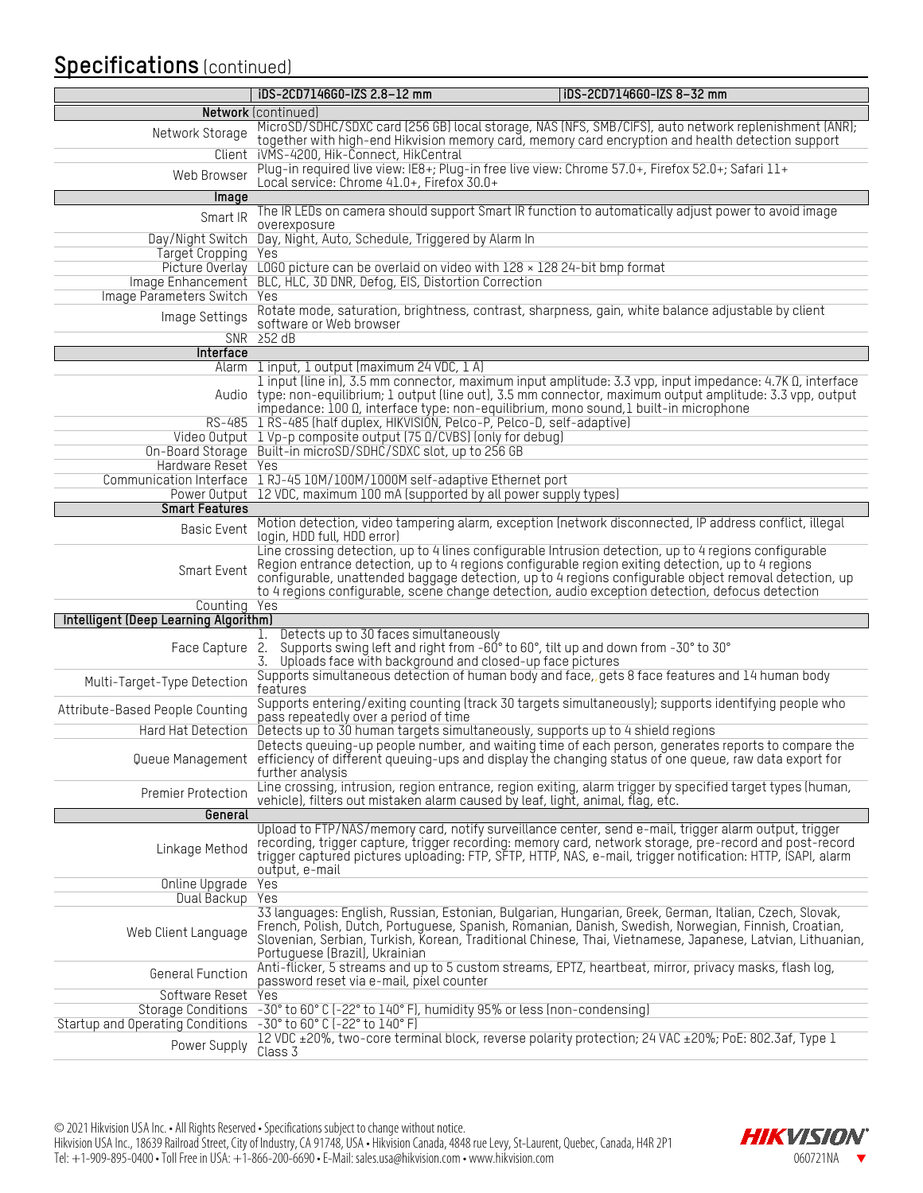## Specifications (continued)

| | iDS-2CD7146G0-IZS 2.8–12 mm | iDS-2CD7146G0-IZS 8–32 mm |
|---|---|---|
| **Network** (continued) | | |
| Network Storage | MicroSD/SDHC/SDXC card (256 GB) local storage, NAS (NFS, SMB/CIFS), auto network replenishment (ANR); together with high-end Hikvision memory card, memory card encryption and health detection support | |
| Client | iVMS-4200, Hik-Connect, HikCentral | |
| Web Browser | Plug-in required live view: IE8+; Plug-in free live view: Chrome 57.0+, Firefox 52.0+; Safari 11+ Local service: Chrome 41.0+, Firefox 30.0+ | |
| **Image** | | |
| Smart IR | The IR LEDs on camera should support Smart IR function to automatically adjust power to avoid image overexposure | |
| Day/Night Switch | Day, Night, Auto, Schedule, Triggered by Alarm In | |
| Target Cropping | Yes | |
| Picture Overlay | LOGO picture can be overlaid on video with 128 × 128 24-bit bmp format | |
| Image Enhancement | BLC, HLC, 3D DNR, Defog, EIS, Distortion Correction | |
| Image Parameters Switch | Yes | |
| Image Settings | Rotate mode, saturation, brightness, contrast, sharpness, gain, white balance adjustable by client software or Web browser | |
| SNR | ≥52 dB | |
| **Interface** | | |
| Alarm | 1 input, 1 output (maximum 24 VDC, 1 A) | |
| Audio | 1 input (line in), 3.5 mm connector, maximum input amplitude: 3.3 vpp, input impedance: 4.7K Ω, interface type: non-equilibrium; 1 output (line out), 3.5 mm connector, maximum output amplitude: 3.3 vpp, output impedance: 100 Ω, interface type: non-equilibrium, mono sound,1 built-in microphone | |
| RS-485 | 1 RS-485 (half duplex, HIKVISION, Pelco-P, Pelco-D, self-adaptive) | |
| Video Output | 1 Vp-p composite output (75 Ω/CVBS) (only for debug) | |
| On-Board Storage | Built-in microSD/SDHC/SDXC slot, up to 256 GB | |
| Hardware Reset | Yes | |
| Communication Interface | 1 RJ-45 10M/100M/1000M self-adaptive Ethernet port | |
| Power Output | 12 VDC, maximum 100 mA (supported by all power supply types) | |
| **Smart Features** | | |
| Basic Event | Motion detection, video tampering alarm, exception (network disconnected, IP address conflict, illegal login, HDD full, HDD error) | |
| Smart Event | Line crossing detection, up to 4 lines configurable Intrusion detection, up to 4 regions configurable Region entrance detection, up to 4 regions configurable region exiting detection, up to 4 regions configurable, unattended baggage detection, up to 4 regions configurable object removal detection, up to 4 regions configurable, scene change detection, audio exception detection, defocus detection | |
| Counting | Yes | |
| **Intelligent (Deep Learning Algorithm)** | | |
| Face Capture | 1. Detects up to 30 faces simultaneously 2. Supports swing left and right from -60° to 60°, tilt up and down from -30° to 30° 3. Uploads face with background and closed-up face pictures | |
| Multi-Target-Type Detection | Supports simultaneous detection of human body and face, gets 8 face features and 14 human body features | |
| Attribute-Based People Counting | Supports entering/exiting counting (track 30 targets simultaneously); supports identifying people who pass repeatedly over a period of time | |
| Hard Hat Detection | Detects up to 30 human targets simultaneously, supports up to 4 shield regions | |
| Queue Management | Detects queuing-up people number, and waiting time of each person, generates reports to compare the efficiency of different queuing-ups and display the changing status of one queue, raw data export for further analysis | |
| Premier Protection | Line crossing, intrusion, region entrance, region exiting, alarm trigger by specified target types (human, vehicle), filters out mistaken alarm caused by leaf, light, animal, flag, etc. | |
| **General** | | |
| Linkage Method | Upload to FTP/NAS/memory card, notify surveillance center, send e-mail, trigger alarm output, trigger recording, trigger capture, trigger recording: memory card, network storage, pre-record and post-record trigger captured pictures uploading: FTP, SFTP, HTTP, NAS, e-mail, trigger notification: HTTP, ISAPI, alarm output, e-mail | |
| Online Upgrade | Yes | |
| Dual Backup | Yes | |
| Web Client Language | 33 languages: English, Russian, Estonian, Bulgarian, Hungarian, Greek, German, Italian, Czech, Slovak, French, Polish, Dutch, Portuguese, Spanish, Romanian, Danish, Swedish, Norwegian, Finnish, Croatian, Slovenian, Serbian, Turkish, Korean, Traditional Chinese, Thai, Vietnamese, Japanese, Latvian, Lithuanian, Portuguese (Brazil), Ukrainian | |
| General Function | Anti-flicker, 5 streams and up to 5 custom streams, EPTZ, heartbeat, mirror, privacy masks, flash log, password reset via e-mail, pixel counter | |
| Software Reset | Yes | |
| Storage Conditions | -30° to 60° C (-22° to 140° F), humidity 95% or less (non-condensing) | |
| Startup and Operating Conditions | -30° to 60° C (-22° to 140° F) | |
| Power Supply | 12 VDC ±20%, two-core terminal block, reverse polarity protection; 24 VAC ±20%; PoE: 802.3af, Type 1 Class 3 | |

© 2021 Hikvision USA Inc. • All Rights Reserved • Specifications subject to change without notice.
Hikvision USA Inc., 18639 Railroad Street, City of Industry, CA 91748, USA • Hikvision Canada, 4848 rue Levy, St-Laurent, Quebec, Canada, H4R 2P1
Tel: +1-909-895-0400 • Toll Free in USA: +1-866-200-6690 • E-Mail: sales.usa@hikvision.com • www.hikvision.com

060721NA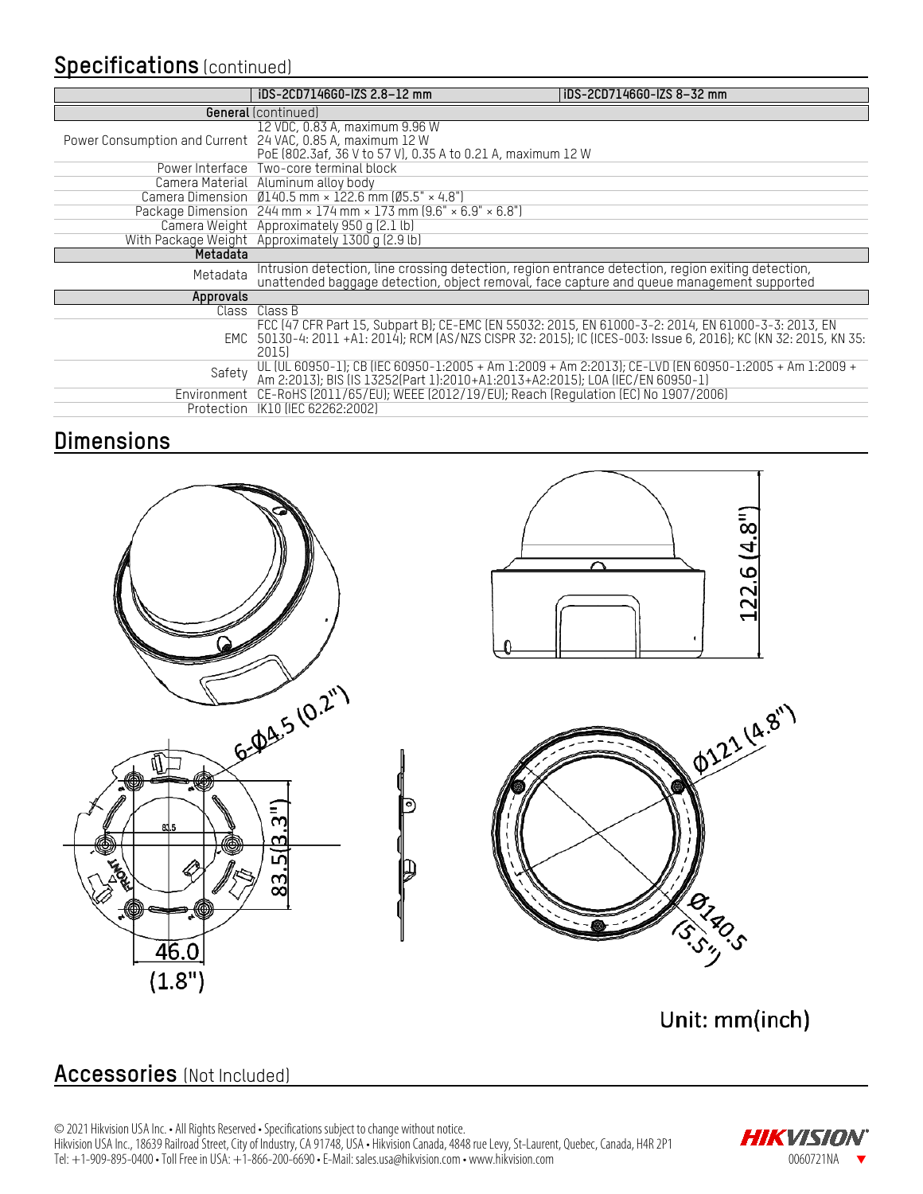## Specifications (continued)

| | iDS-2CD7146G0-IZS 2.8–12 mm | iDS-2CD7146G0-IZS 8–32 mm |
|---|---|---|
| **General** (continued) | | |
| Power Consumption and Current | 12 VDC, 0.83 A, maximum 9.96 W<br>24 VAC, 0.85 A, maximum 12 W<br>PoE (802.3af, 36 V to 57 V), 0.35 A to 0.21 A, maximum 12 W | |
| Power Interface | Two-core terminal block | |
| Camera Material | Aluminum alloy body | |
| Camera Dimension | Ø140.5 mm × 122.6 mm (Ø5.5" × 4.8") | |
| Package Dimension | 244 mm × 174 mm × 173 mm (9.6" × 6.9" × 6.8") | |
| Camera Weight | Approximately 950 g (2.1 lb) | |
| With Package Weight | Approximately 1300 g (2.9 lb) | |
| **Metadata** | | |
| Metadata | Intrusion detection, line crossing detection, region entrance detection, region exiting detection, unattended baggage detection, object removal, face capture and queue management supported | |
| **Approvals** | | |
| Class | Class B | |
| EMC | FCC (47 CFR Part 15, Subpart B); CE-EMC (EN 55032: 2015, EN 61000-3-2: 2014, EN 61000-3-3: 2013, EN 50130-4: 2011 +A1: 2014); RCM (AS/NZS CISPR 32: 2015); IC (ICES-003: Issue 6, 2016); KC (KN 32: 2015, KN 35: 2015) | |
| Safety | UL (UL 60950-1); CB (IEC 60950-1:2005 + Am 1:2009 + Am 2:2013); CE-LVD (EN 60950-1:2005 + Am 1:2009 + Am 2:2013); BIS (IS 13252(Part 1):2010+A1:2013+A2:2015); LOA (IEC/EN 60950-1) | |
| Environment | CE-RoHS (2011/65/EU); WEEE (2012/19/EU); Reach (Regulation (EC) No 1907/2006) | |
| Protection | IK10 (IEC 62262:2002) | |

## Dimensions

122.6 (4.8")

6-Ø4.5 (0.2")

83.5

83.5(3.3")

46.0 (1.8")

Ø121 (4.8")

Ø140.5 (5.5")

Unit: mm(inch)

## Accessories (Not Included)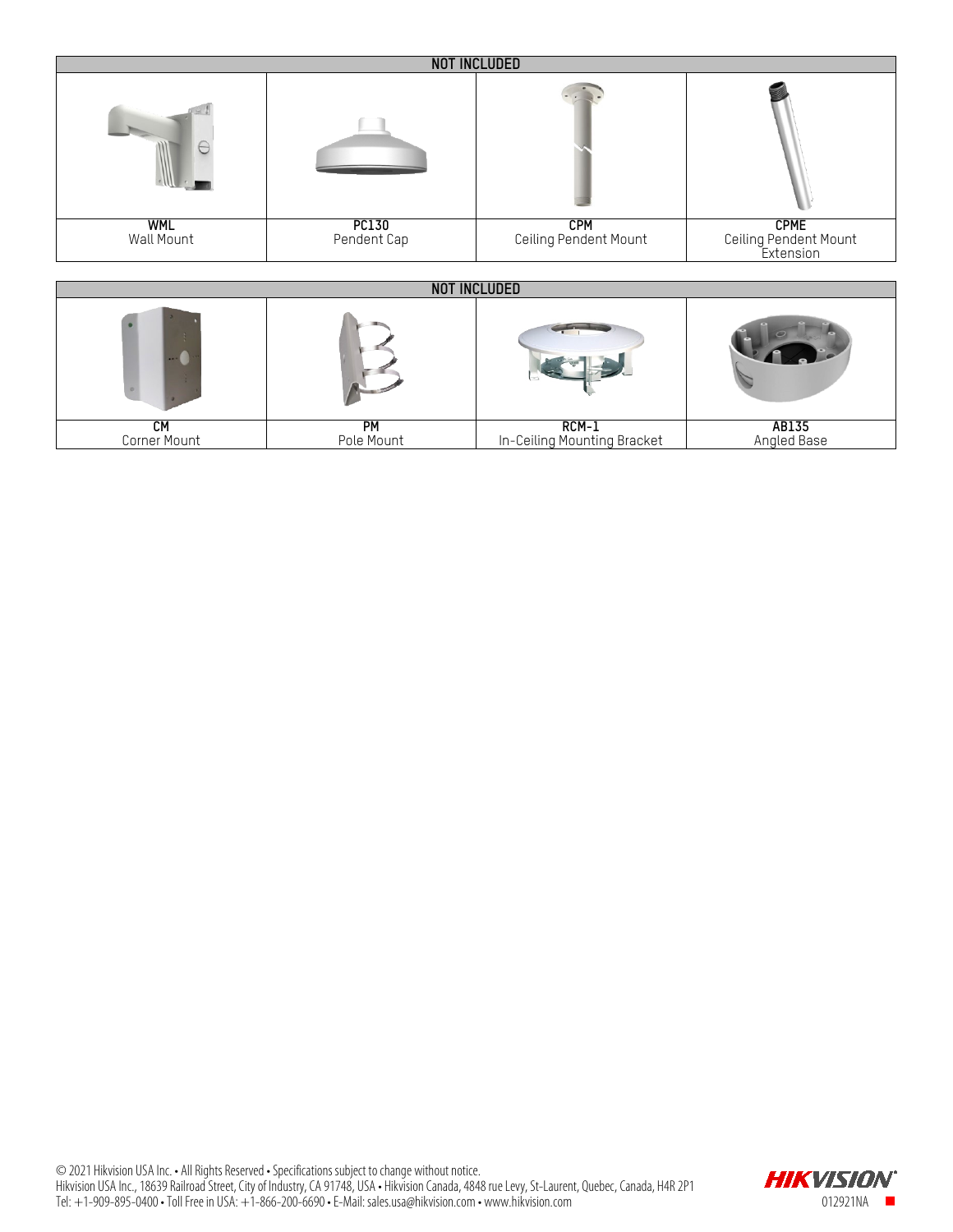| NOT INCLUDED | | | |
|---|---|---|---|
| **WML**<br>Wall Mount | **PC130**<br>Pendent Cap | **CPM**<br>Ceiling Pendent Mount | **CPME**<br>Ceiling Pendent Mount Extension |

| NOT INCLUDED | | | |
|---|---|---|---|
| **CM**<br>Corner Mount | **PM**<br>Pole Mount | **RCM-1**<br>In-Ceiling Mounting Bracket | **AB135**<br>Angled Base |

© 2021 Hikvision USA Inc. • All Rights Reserved • Specifications subject to change without notice.
Hikvision USA Inc., 18639 Railroad Street, City of Industry, CA 91748, USA • Hikvision Canada, 4848 rue Levy, St-Laurent, Quebec, Canada, H4R 2P1
Tel: +1-909-895-0400 • Toll Free in USA: +1-866-200-6690 • E-Mail: sales.usa@hikvision.com • www.hikvision.com

HIKVISION

012921NA